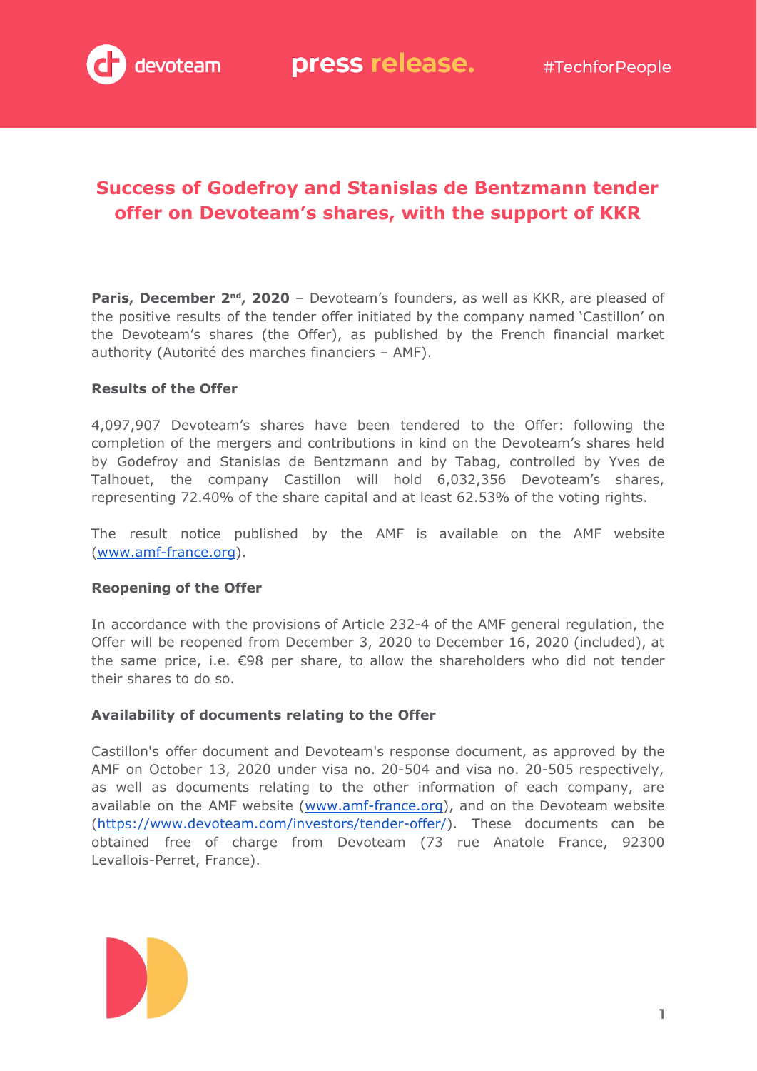# Success of Godefroy and Stanislas de Bentzmann tender offer on Devoteam's shares, with the support of KKR

**Paris, December 2nd, 2020** – Devoteam's founders, as well as KKR, are pleased of the positive results of the tender offer initiated by the company named 'Castillon' on the Devoteam's shares (the Offer), as published by the French financial market authority (Autorité des marches financiers – AMF).

**Results of the Offer**

4,097,907 Devoteam's shares have been tendered to the Offer: following the completion of the mergers and contributions in kind on the Devoteam's shares held by Godefroy and Stanislas de Bentzmann and by Tabag, controlled by Yves de Talhouet, the company Castillon will hold 6,032,356 Devoteam's shares, representing 72.40% of the share capital and at least 62.53% of the voting rights.

The result notice published by the AMF is available on the AMF website ([www.amf-france.org](www.amf-france.org)).

**Reopening of the Offer**

In accordance with the provisions of Article 232-4 of the AMF general regulation, the Offer will be reopened from December 3, 2020 to December 16, 2020 (included), at the same price, i.e. €98 per share, to allow the shareholders who did not tender their shares to do so.

**Availability of documents relating to the Offer**

Castillon's offer document and Devoteam's response document, as approved by the AMF on October 13, 2020 under visa no. 20-504 and visa no. 20-505 respectively, as well as documents relating to the other information of each company, are available on the AMF website ([www.amf-france.org](www.amf-france.org)), and on the Devoteam website ([https://www.devoteam.com/investors/tender-offer/](https://www.devoteam.com/investors/tender-offer/)). These documents can be obtained free of charge from Devoteam (73 rue Anatole France, 92300 Levallois-Perret, France).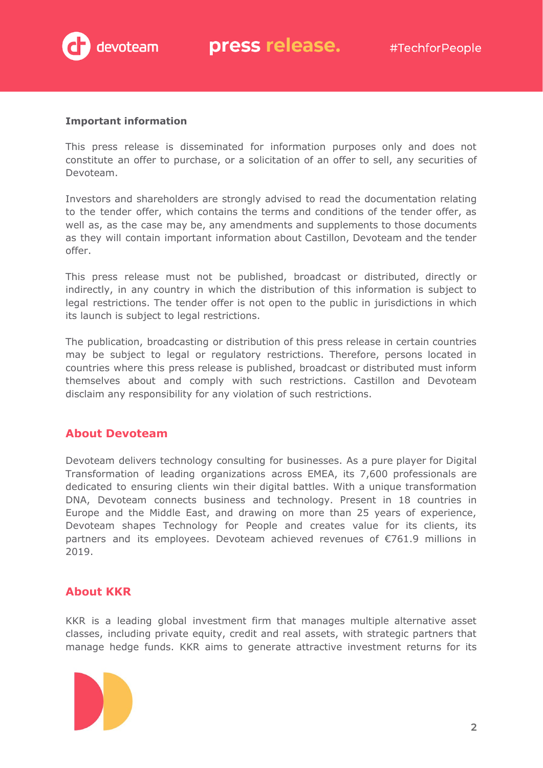**Important information**

This press release is disseminated for information purposes only and does not constitute an offer to purchase, or a solicitation of an offer to sell, any securities of Devoteam.

Investors and shareholders are strongly advised to read the documentation relating to the tender offer, which contains the terms and conditions of the tender offer, as well as, as the case may be, any amendments and supplements to those documents as they will contain important information about Castillon, Devoteam and the tender offer.

This press release must not be published, broadcast or distributed, directly or indirectly, in any country in which the distribution of this information is subject to legal restrictions. The tender offer is not open to the public in jurisdictions in which its launch is subject to legal restrictions.

The publication, broadcasting or distribution of this press release in certain countries may be subject to legal or regulatory restrictions. Therefore, persons located in countries where this press release is published, broadcast or distributed must inform themselves about and comply with such restrictions. Castillon and Devoteam disclaim any responsibility for any violation of such restrictions.

## About Devoteam

Devoteam delivers technology consulting for businesses. As a pure player for Digital Transformation of leading organizations across EMEA, its 7,600 professionals are dedicated to ensuring clients win their digital battles. With a unique transformation DNA, Devoteam connects business and technology. Present in 18 countries in Europe and the Middle East, and drawing on more than 25 years of experience, Devoteam shapes Technology for People and creates value for its clients, its partners and its employees. Devoteam achieved revenues of €761.9 millions in 2019.

## About KKR

KKR is a leading global investment firm that manages multiple alternative asset classes, including private equity, credit and real assets, with strategic partners that manage hedge funds. KKR aims to generate attractive investment returns for its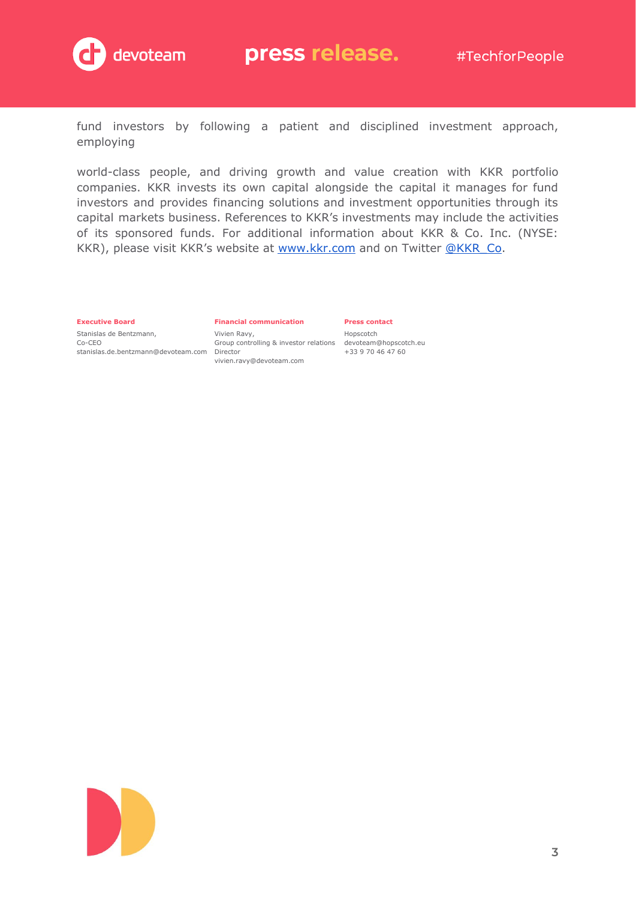fund investors by following a patient and disciplined investment approach, employing

world-class people, and driving growth and value creation with KKR portfolio companies. KKR invests its own capital alongside the capital it manages for fund investors and provides financing solutions and investment opportunities through its capital markets business. References to KKR's investments may include the activities of its sponsored funds. For additional information about KKR & Co. Inc. (NYSE: KKR), please visit KKR's website at [www.kkr.com](http://www.kkr.com) and on Twitter [@KKR_Co](https://twitter.com/KKR_Co).

**Executive Board**
Stanislas de Bentzmann,
Co-CEO
stanislas.de.bentzmann@devoteam.com

**Financial communication**
Vivien Ravy,
Group controlling & investor relations Director
vivien.ravy@devoteam.com

**Press contact**
Hopscotch
devoteam@hopscotch.eu
+33 9 70 46 47 60